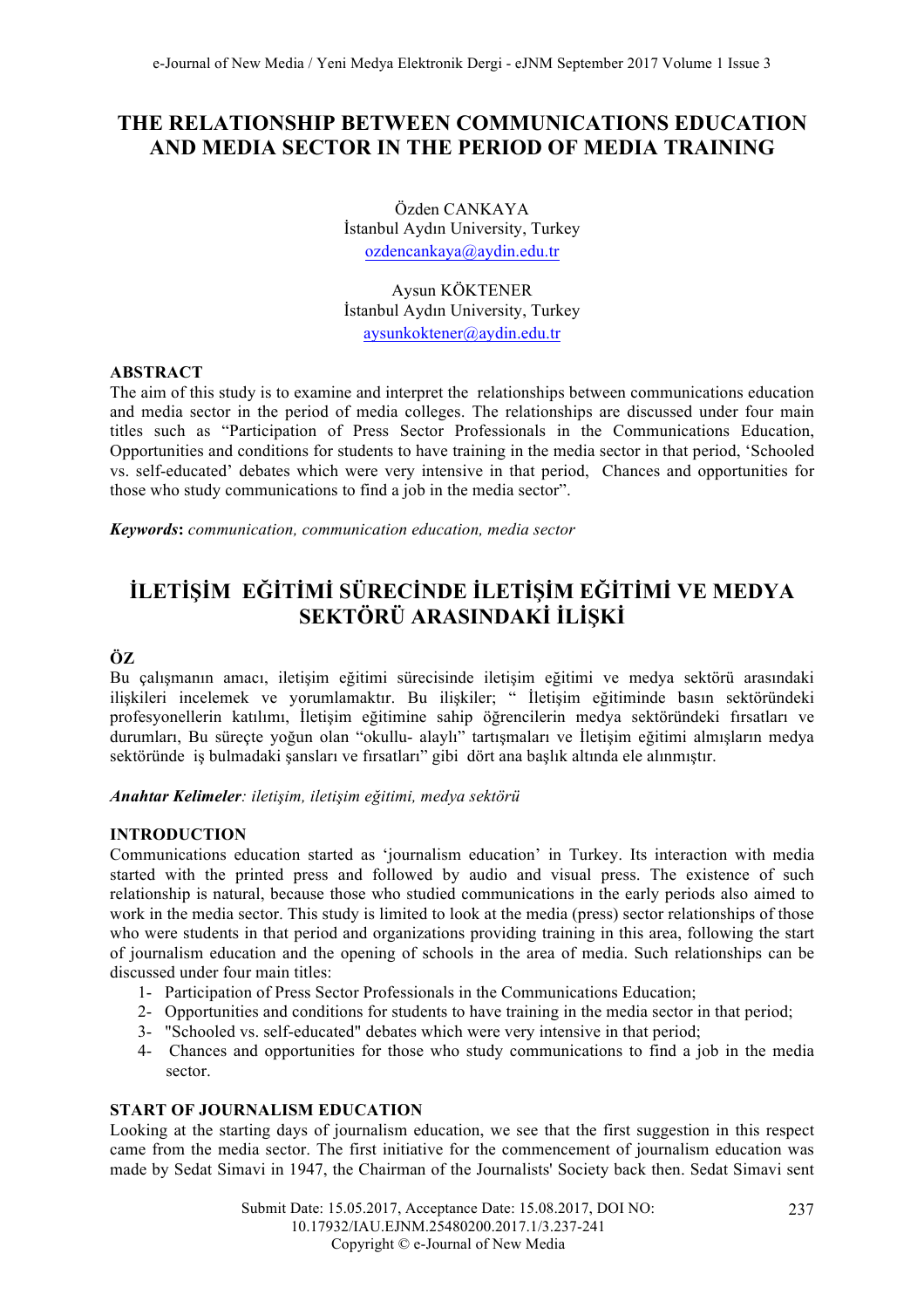# THE RELATIONSHIP BETWEEN COMMUNICATIONS EDUCATION AND MEDIA SECTOR IN THE PERIOD OF MEDIA TRAINING

Özden CANKAYA
İstanbul Aydın University, Turkey
ozdencankaya@aydin.edu.tr

Aysun KÖKTENER
İstanbul Aydın University, Turkey
aysunkoktener@aydin.edu.tr

## ABSTRACT

The aim of this study is to examine and interpret the relationships between communications education and media sector in the period of media colleges. The relationships are discussed under four main titles such as "Participation of Press Sector Professionals in the Communications Education, Opportunities and conditions for students to have training in the media sector in that period, 'Schooled vs. self-educated' debates which were very intensive in that period, Chances and opportunities for those who study communications to find a job in the media sector".

***Keywords*:** *communication, communication education, media sector*

# İLETİŞİM EĞİTİMİ SÜRECİNDE İLETİŞİM EĞİTİMİ VE MEDYA SEKTÖRÜ ARASINDAKİ İLİŞKİ

## ÖZ

Bu çalışmanın amacı, iletişim eğitimi sürecisinde iletişim eğitimi ve medya sektörü arasındaki ilişkileri incelemek ve yorumlamaktır. Bu ilişkiler; " İletişim eğitiminde basın sektöründeki profesyonellerin katılımı, İletişim eğitimine sahip öğrencilerin medya sektöründeki fırsatları ve durumları, Bu süreçte yoğun olan "okullu- alaylı" tartışmaları ve İletişim eğitimi almışların medya sektöründe iş bulmadaki şansları ve fırsatları" gibi dört ana başlık altında ele alınmıştır.

***Anahtar Kelimeler***: *iletişim, iletişim eğitimi, medya sektörü*

## INTRODUCTION

Communications education started as 'journalism education' in Turkey. Its interaction with media started with the printed press and followed by audio and visual press. The existence of such relationship is natural, because those who studied communications in the early periods also aimed to work in the media sector. This study is limited to look at the media (press) sector relationships of those who were students in that period and organizations providing training in this area, following the start of journalism education and the opening of schools in the area of media. Such relationships can be discussed under four main titles:

1. Participation of Press Sector Professionals in the Communications Education;
2. Opportunities and conditions for students to have training in the media sector in that period;
3. "Schooled vs. self-educated" debates which were very intensive in that period;
4. Chances and opportunities for those who study communications to find a job in the media sector.

## START OF JOURNALISM EDUCATION

Looking at the starting days of journalism education, we see that the first suggestion in this respect came from the media sector. The first initiative for the commencement of journalism education was made by Sedat Simavi in 1947, the Chairman of the Journalists' Society back then. Sedat Simavi sent

Submit Date: 15.05.2017, Acceptance Date: 15.08.2017, DOI NO: 10.17932/IAU.EJNM.25480200.2017.1/3.237-241
Copyright © e-Journal of New Media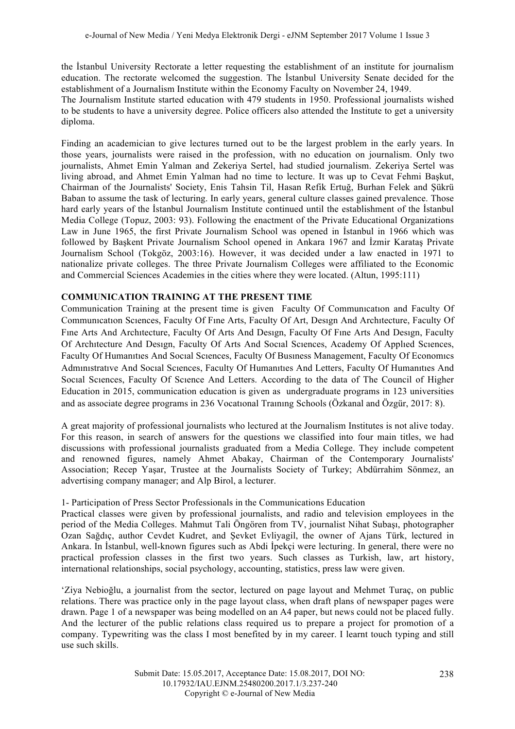the İstanbul University Rectorate a letter requesting the establishment of an institute for journalism education. The rectorate welcomed the suggestion. The İstanbul University Senate decided for the establishment of a Journalism Institute within the Economy Faculty on November 24, 1949.
The Journalism Institute started education with 479 students in 1950. Professional journalists wished to be students to have a university degree. Police officers also attended the Institute to get a university diploma.

Finding an academician to give lectures turned out to be the largest problem in the early years. In those years, journalists were raised in the profession, with no education on journalism. Only two journalists, Ahmet Emin Yalman and Zekeriya Sertel, had studied journalism. Zekeriya Sertel was living abroad, and Ahmet Emin Yalman had no time to lecture. It was up to Cevat Fehmi Başkut, Chairman of the Journalists' Society, Enis Tahsin Til, Hasan Refik Ertuğ, Burhan Felek and Şükrü Baban to assume the task of lecturing. In early years, general culture classes gained prevalence. Those hard early years of the İstanbul Journalism Institute continued until the establishment of the İstanbul Media College (Topuz, 2003: 93). Following the enactment of the Private Educational Organizations Law in June 1965, the first Private Journalism School was opened in İstanbul in 1966 which was followed by Başkent Private Journalism School opened in Ankara 1967 and İzmir Karataş Private Journalism School (Tokgöz, 2003:16). However, it was decided under a law enacted in 1971 to nationalize private colleges. The three Private Journalism Colleges were affiliated to the Economic and Commercial Sciences Academies in the cities where they were located. (Altun, 1995:111)

## COMMUNICATION TRAINING AT THE PRESENT TIME

Communication Training at the present time is given Faculty Of Communıcatıon and Faculty Of Communıcatıon Scıences, Faculty Of Fıne Arts, Faculty Of Art, Desıgn And Archıtecture, Faculty Of Fıne Arts And Archıtecture, Faculty Of Arts And Desıgn, Faculty Of Fıne Arts And Desıgn, Faculty Of Archıtecture And Desıgn, Faculty Of Arts And Socıal Scıences, Academy Of Applıed Scıences, Faculty Of Humanıtıes And Socıal Scıences, Faculty Of Busıness Management, Faculty Of Economıcs Admınıstratıve And Socıal Scıences, Faculty Of Humanıtıes And Letters, Faculty Of Humanıtıes And Socıal Scıences, Faculty Of Scıence And Letters. According to the data of The Council of Higher Education in 2015, communication education is given as undergraduate programs in 123 universities and as associate degree programs in 236 Vocatıonal Traınıng Schools (Özkanal and Özgür, 2017: 8).

A great majority of professional journalists who lectured at the Journalism Institutes is not alive today. For this reason, in search of answers for the questions we classified into four main titles, we had discussions with professional journalists graduated from a Media College. They include competent and renowned figures, namely Ahmet Abakay, Chairman of the Contemporary Journalists' Association; Recep Yaşar, Trustee at the Journalists Society of Turkey; Abdürrahim Sönmez, an advertising company manager; and Alp Birol, a lecturer.

1- Participation of Press Sector Professionals in the Communications Education

Practical classes were given by professional journalists, and radio and television employees in the period of the Media Colleges. Mahmut Tali Öngören from TV, journalist Nihat Subaşı, photographer Ozan Sağdıç, author Cevdet Kudret, and Şevket Evliyagil, the owner of Ajans Türk, lectured in Ankara. In İstanbul, well-known figures such as Abdi İpekçi were lecturing. In general, there were no practical profession classes in the first two years. Such classes as Turkish, law, art history, international relationships, social psychology, accounting, statistics, press law were given.

'Ziya Nebioğlu, a journalist from the sector, lectured on page layout and Mehmet Turaç, on public relations. There was practice only in the page layout class, when draft plans of newspaper pages were drawn. Page 1 of a newspaper was being modelled on an A4 paper, but news could not be placed fully. And the lecturer of the public relations class required us to prepare a project for promotion of a company. Typewriting was the class I most benefited by in my career. I learnt touch typing and still use such skills.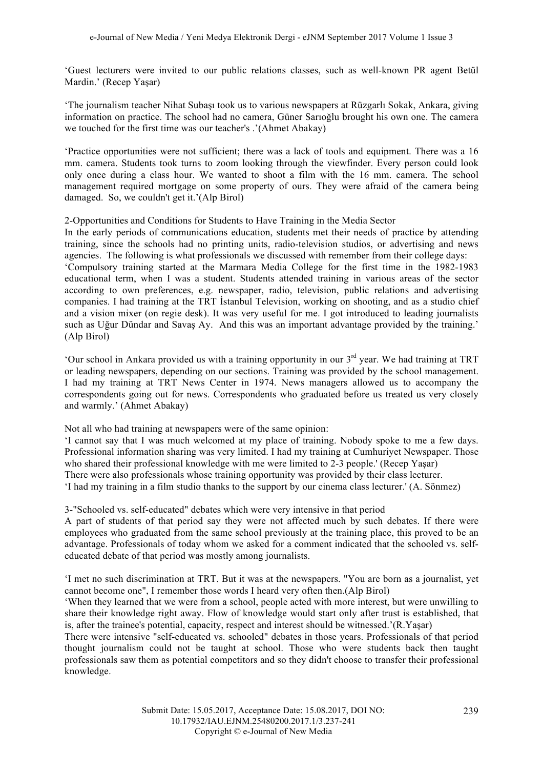'Guest lecturers were invited to our public relations classes, such as well-known PR agent Betül Mardin.' (Recep Yaşar)

'The journalism teacher Nihat Subaşı took us to various newspapers at Rüzgarlı Sokak, Ankara, giving information on practice. The school had no camera, Güner Sarıoğlu brought his own one. The camera we touched for the first time was our teacher's .'(Ahmet Abakay)

'Practice opportunities were not sufficient; there was a lack of tools and equipment. There was a 16 mm. camera. Students took turns to zoom looking through the viewfinder. Every person could look only once during a class hour. We wanted to shoot a film with the 16 mm. camera. The school management required mortgage on some property of ours. They were afraid of the camera being damaged. So, we couldn't get it.'(Alp Birol)

2-Opportunities and Conditions for Students to Have Training in the Media Sector

In the early periods of communications education, students met their needs of practice by attending training, since the schools had no printing units, radio-television studios, or advertising and news agencies. The following is what professionals we discussed with remember from their college days:

'Compulsory training started at the Marmara Media College for the first time in the 1982-1983 educational term, when I was a student. Students attended training in various areas of the sector according to own preferences, e.g. newspaper, radio, television, public relations and advertising companies. I had training at the TRT İstanbul Television, working on shooting, and as a studio chief and a vision mixer (on regie desk). It was very useful for me. I got introduced to leading journalists such as Uğur Dündar and Savaş Ay. And this was an important advantage provided by the training.' (Alp Birol)

'Our school in Ankara provided us with a training opportunity in our 3rd year. We had training at TRT or leading newspapers, depending on our sections. Training was provided by the school management. I had my training at TRT News Center in 1974. News managers allowed us to accompany the correspondents going out for news. Correspondents who graduated before us treated us very closely and warmly.' (Ahmet Abakay)

Not all who had training at newspapers were of the same opinion:

'I cannot say that I was much welcomed at my place of training. Nobody spoke to me a few days. Professional information sharing was very limited. I had my training at Cumhuriyet Newspaper. Those who shared their professional knowledge with me were limited to 2-3 people.' (Recep Yaşar)

There were also professionals whose training opportunity was provided by their class lecturer.

'I had my training in a film studio thanks to the support by our cinema class lecturer.' (A. Sönmez)

3-"Schooled vs. self-educated" debates which were very intensive in that period

A part of students of that period say they were not affected much by such debates. If there were employees who graduated from the same school previously at the training place, this proved to be an advantage. Professionals of today whom we asked for a comment indicated that the schooled vs. self-educated debate of that period was mostly among journalists.

'I met no such discrimination at TRT. But it was at the newspapers. "You are born as a journalist, yet cannot become one", I remember those words I heard very often then.(Alp Birol)

'When they learned that we were from a school, people acted with more interest, but were unwilling to share their knowledge right away. Flow of knowledge would start only after trust is established, that is, after the trainee's potential, capacity, respect and interest should be witnessed.'(R.Yaşar)

There were intensive "self-educated vs. schooled" debates in those years. Professionals of that period thought journalism could not be taught at school. Those who were students back then taught professionals saw them as potential competitors and so they didn't choose to transfer their professional knowledge.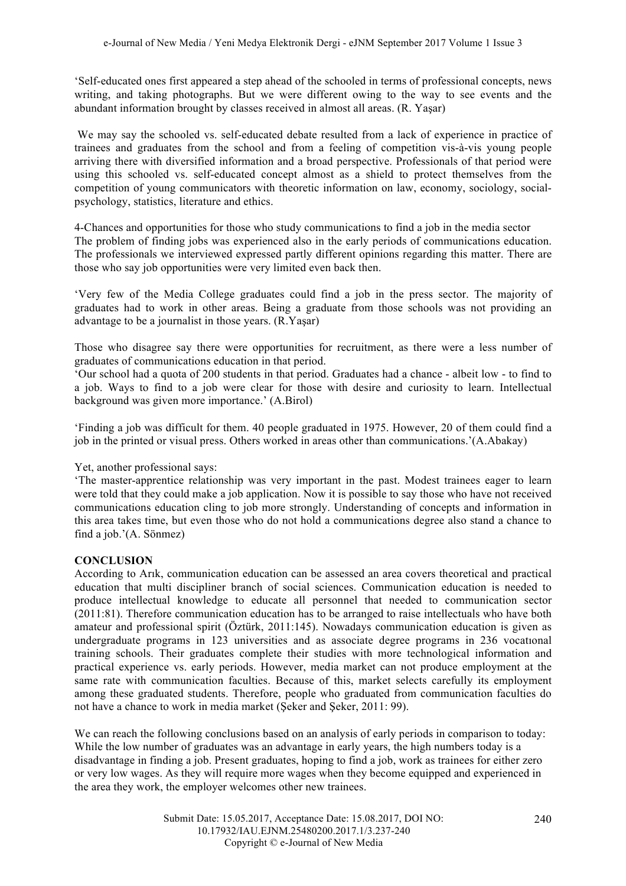'Self-educated ones first appeared a step ahead of the schooled in terms of professional concepts, news writing, and taking photographs. But we were different owing to the way to see events and the abundant information brought by classes received in almost all areas. (R. Yaşar)

We may say the schooled vs. self-educated debate resulted from a lack of experience in practice of trainees and graduates from the school and from a feeling of competition vis-à-vis young people arriving there with diversified information and a broad perspective. Professionals of that period were using this schooled vs. self-educated concept almost as a shield to protect themselves from the competition of young communicators with theoretic information on law, economy, sociology, social-psychology, statistics, literature and ethics.

4-Chances and opportunities for those who study communications to find a job in the media sector

The problem of finding jobs was experienced also in the early periods of communications education. The professionals we interviewed expressed partly different opinions regarding this matter. There are those who say job opportunities were very limited even back then.

'Very few of the Media College graduates could find a job in the press sector. The majority of graduates had to work in other areas. Being a graduate from those schools was not providing an advantage to be a journalist in those years. (R.Yaşar)

Those who disagree say there were opportunities for recruitment, as there were a less number of graduates of communications education in that period.

'Our school had a quota of 200 students in that period. Graduates had a chance - albeit low - to find to a job. Ways to find to a job were clear for those with desire and curiosity to learn. Intellectual background was given more importance.' (A.Birol)

'Finding a job was difficult for them. 40 people graduated in 1975. However, 20 of them could find a job in the printed or visual press. Others worked in areas other than communications.'(A.Abakay)

Yet, another professional says:

'The master-apprentice relationship was very important in the past. Modest trainees eager to learn were told that they could make a job application. Now it is possible to say those who have not received communications education cling to job more strongly. Understanding of concepts and information in this area takes time, but even those who do not hold a communications degree also stand a chance to find a job.'(A. Sönmez)

## CONCLUSION

According to Arık, communication education can be assessed an area covers theoretical and practical education that multi discipliner branch of social sciences. Communication education is needed to produce intellectual knowledge to educate all personnel that needed to communication sector (2011:81). Therefore communication education has to be arranged to raise intellectuals who have both amateur and professional spirit (Öztürk, 2011:145). Nowadays communication education is given as undergraduate programs in 123 universities and as associate degree programs in 236 vocatıonal training schools. Their graduates complete their studies with more technological information and practical experience vs. early periods. However, media market can not produce employment at the same rate with communication faculties. Because of this, market selects carefully its employment among these graduated students. Therefore, people who graduated from communication faculties do not have a chance to work in media market (Şeker and Şeker, 2011: 99).

We can reach the following conclusions based on an analysis of early periods in comparison to today: While the low number of graduates was an advantage in early years, the high numbers today is a disadvantage in finding a job. Present graduates, hoping to find a job, work as trainees for either zero or very low wages. As they will require more wages when they become equipped and experienced in the area they work, the employer welcomes other new trainees.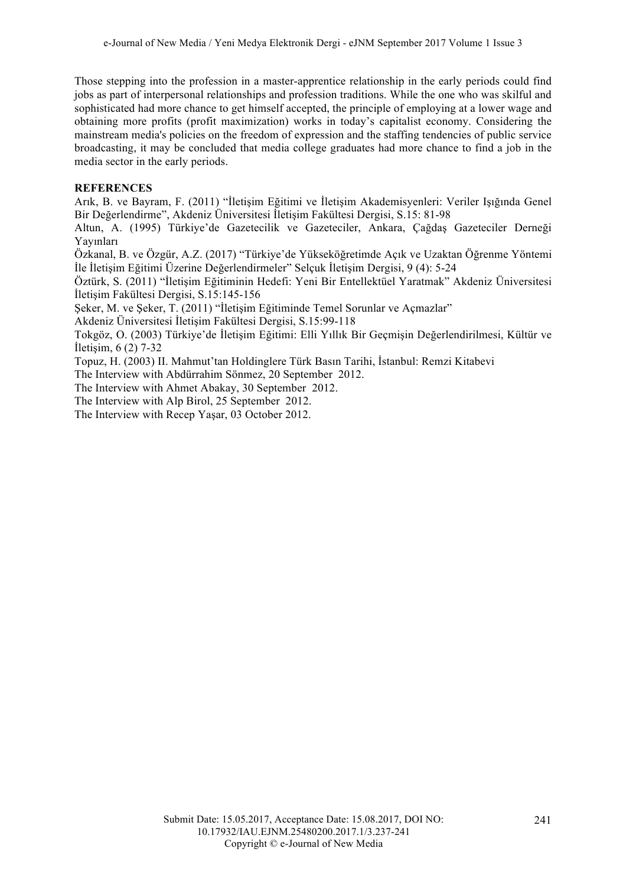Those stepping into the profession in a master-apprentice relationship in the early periods could find jobs as part of interpersonal relationships and profession traditions. While the one who was skilful and sophisticated had more chance to get himself accepted, the principle of employing at a lower wage and obtaining more profits (profit maximization) works in today's capitalist economy. Considering the mainstream media's policies on the freedom of expression and the staffing tendencies of public service broadcasting, it may be concluded that media college graduates had more chance to find a job in the media sector in the early periods.

**REFERENCES**

Arık, B. ve Bayram, F. (2011) "İletişim Eğitimi ve İletişim Akademisyenleri: Veriler Işığında Genel Bir Değerlendirme", Akdeniz Üniversitesi İletişim Fakültesi Dergisi, S.15: 81-98

Altun, A. (1995) Türkiye'de Gazetecilik ve Gazeteciler, Ankara, Çağdaş Gazeteciler Derneği Yayınları

Özkanal, B. ve Özgür, A.Z. (2017) "Türkiye'de Yükseköğretimde Açık ve Uzaktan Öğrenme Yöntemi İle İletişim Eğitimi Üzerine Değerlendirmeler" Selçuk İletişim Dergisi, 9 (4): 5-24

Öztürk, S. (2011) "İletişim Eğitiminin Hedefi: Yeni Bir Entellektüel Yaratmak" Akdeniz Üniversitesi İletişim Fakültesi Dergisi, S.15:145-156

Şeker, M. ve Şeker, T. (2011) "İletişim Eğitiminde Temel Sorunlar ve Açmazlar"
Akdeniz Üniversitesi İletişim Fakültesi Dergisi, S.15:99-118

Tokgöz, O. (2003) Türkiye'de İletişim Eğitimi: Elli Yıllık Bir Geçmişin Değerlendirilmesi, Kültür ve İletişim, 6 (2) 7-32

Topuz, H. (2003) II. Mahmut'tan Holdinglere Türk Basın Tarihi, İstanbul: Remzi Kitabevi

The Interview with Abdürrahim Sönmez, 20 September 2012.

The Interview with Ahmet Abakay, 30 September 2012.

The Interview with Alp Birol, 25 September 2012.

The Interview with Recep Yaşar, 03 October 2012.